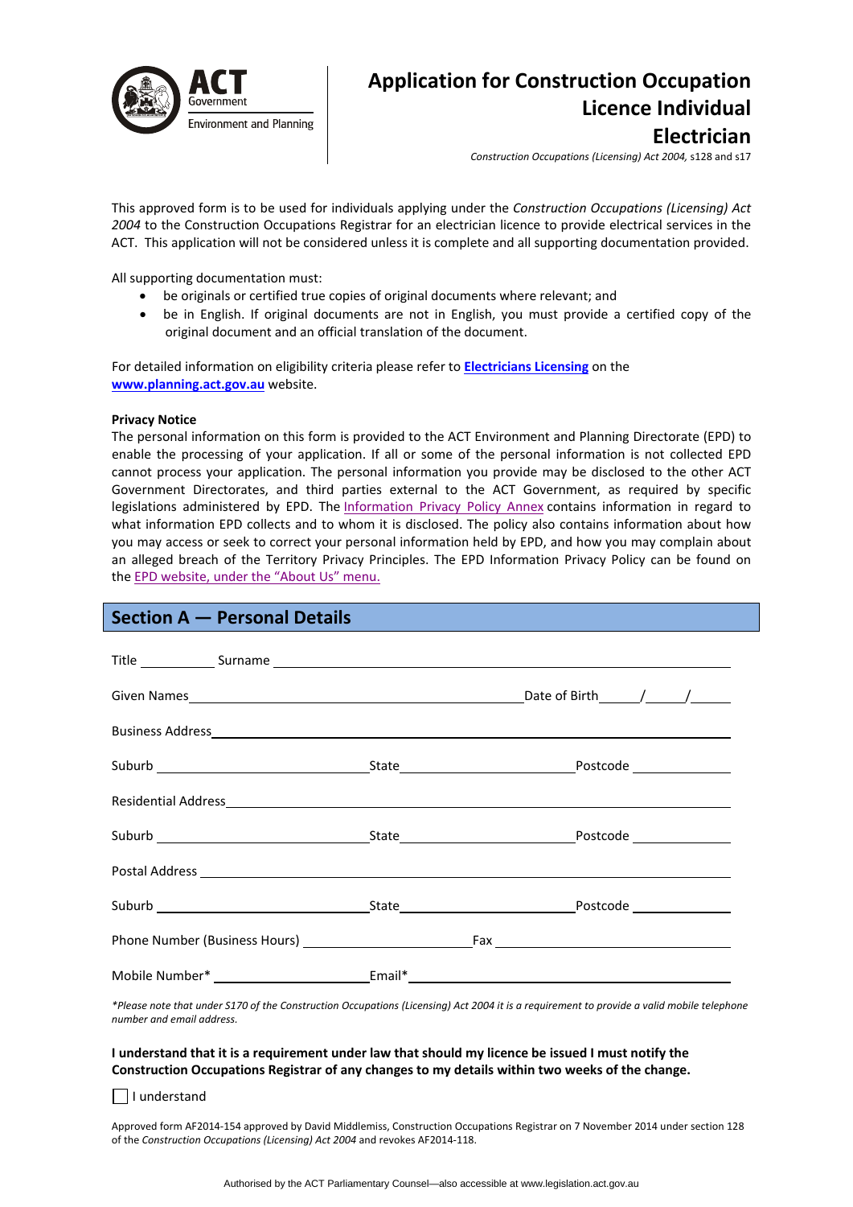ACT Government
Environment and Planning

# Application for Construction Occupation Licence Individual Electrician

*Construction Occupations (Licensing) Act 2004,* s128 and s17

This approved form is to be used for individuals applying under the *Construction Occupations (Licensing) Act 2004* to the Construction Occupations Registrar for an electrician licence to provide electrical services in the ACT. This application will not be considered unless it is complete and all supporting documentation provided.

All supporting documentation must:

- be originals or certified true copies of original documents where relevant; and
- be in English. If original documents are not in English, you must provide a certified copy of the original document and an official translation of the document.

For detailed information on eligibility criteria please refer to **Electricians Licensing** on the **www.planning.act.gov.au** website.

**Privacy Notice**

The personal information on this form is provided to the ACT Environment and Planning Directorate (EPD) to enable the processing of your application. If all or some of the personal information is not collected EPD cannot process your application. The personal information you provide may be disclosed to the other ACT Government Directorates, and third parties external to the ACT Government, as required by specific legislations administered by EPD. The Information Privacy Policy Annex contains information in regard to what information EPD collects and to whom it is disclosed. The policy also contains information about how you may access or seek to correct your personal information held by EPD, and how you may complain about an alleged breach of the Territory Privacy Principles. The EPD Information Privacy Policy can be found on the EPD website, under the "About Us" menu.

## Section A — Personal Details

Title __________ Surname ______________________________________________

Given Names ______________________________________ Date of Birth _____/_____/_____

Business Address ______________________________________________________

Suburb ______________________ State ______________________ Postcode ____________

Residential Address ____________________________________________________

Suburb ______________________ State ______________________ Postcode ____________

Postal Address ________________________________________________________

Suburb ______________________ State ______________________ Postcode ____________

Phone Number (Business Hours) ______________________ Fax ______________________

Mobile Number* ______________________ Email* ______________________________

*\*Please note that under S170 of the Construction Occupations (Licensing) Act 2004 it is a requirement to provide a valid mobile telephone number and email address.*

**I understand that it is a requirement under law that should my licence be issued I must notify the Construction Occupations Registrar of any changes to my details within two weeks of the change.**

☐ I understand

Approved form AF2014-154 approved by David Middlemiss, Construction Occupations Registrar on 7 November 2014 under section 128 of the *Construction Occupations (Licensing) Act 2004* and revokes AF2014-118.

Authorised by the ACT Parliamentary Counsel—also accessible at www.legislation.act.gov.au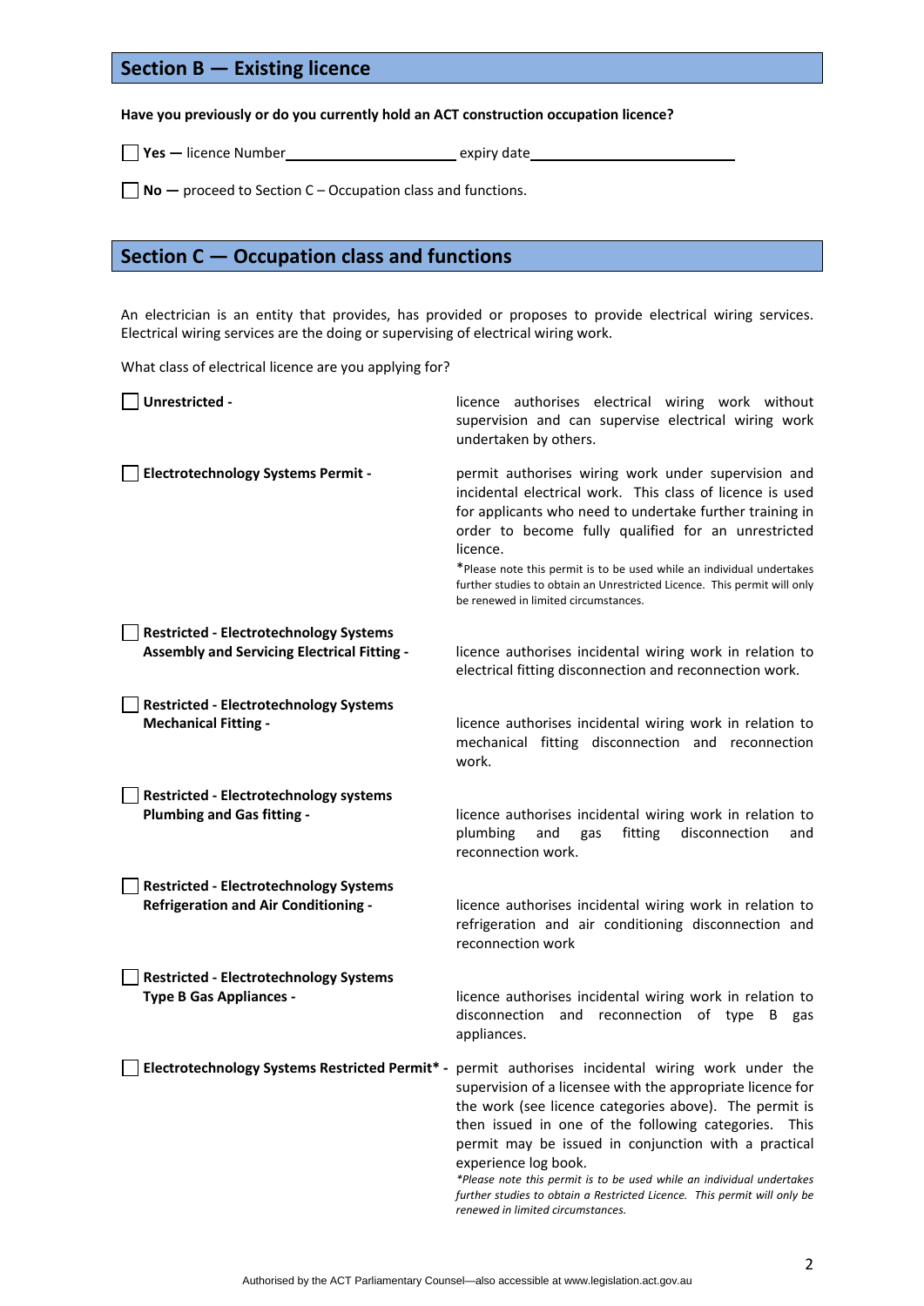## Section B — Existing licence

**Have you previously or do you currently hold an ACT construction occupation licence?**

☐ **Yes —** licence Number\_\_\_\_\_\_\_\_\_\_\_\_\_\_\_\_\_\_\_\_\_\_ expiry date\_\_\_\_\_\_\_\_\_\_\_\_\_\_\_\_\_\_\_\_\_\_\_\_\_\_\_

☐ **No —** proceed to Section C – Occupation class and functions.

## Section C — Occupation class and functions

An electrician is an entity that provides, has provided or proposes to provide electrical wiring services. Electrical wiring services are the doing or supervising of electrical wiring work.

What class of electrical licence are you applying for?

☐ **Unrestricted -** licence authorises electrical wiring work without supervision and can supervise electrical wiring work undertaken by others.

☐ **Electrotechnology Systems Permit -** permit authorises wiring work under supervision and incidental electrical work. This class of licence is used for applicants who need to undertake further training in order to become fully qualified for an unrestricted licence.
*Please note this permit is to be used while an individual undertakes further studies to obtain an Unrestricted Licence. This permit will only be renewed in limited circumstances.

☐ **Restricted - Electrotechnology Systems Assembly and Servicing Electrical Fitting -** licence authorises incidental wiring work in relation to electrical fitting disconnection and reconnection work.

☐ **Restricted - Electrotechnology Systems Mechanical Fitting -** licence authorises incidental wiring work in relation to mechanical fitting disconnection and reconnection work.

☐ **Restricted - Electrotechnology systems Plumbing and Gas fitting -** licence authorises incidental wiring work in relation to plumbing and gas fitting disconnection and reconnection work.

☐ **Restricted - Electrotechnology Systems Refrigeration and Air Conditioning -** licence authorises incidental wiring work in relation to refrigeration and air conditioning disconnection and reconnection work

☐ **Restricted - Electrotechnology Systems Type B Gas Appliances -** licence authorises incidental wiring work in relation to disconnection and reconnection of type B gas appliances.

☐ **Electrotechnology Systems Restricted Permit* -** permit authorises incidental wiring work under the supervision of a licensee with the appropriate licence for the work (see licence categories above). The permit is then issued in one of the following categories. This permit may be issued in conjunction with a practical experience log book.
*\*Please note this permit is to be used while an individual undertakes further studies to obtain a Restricted Licence. This permit will only be renewed in limited circumstances.*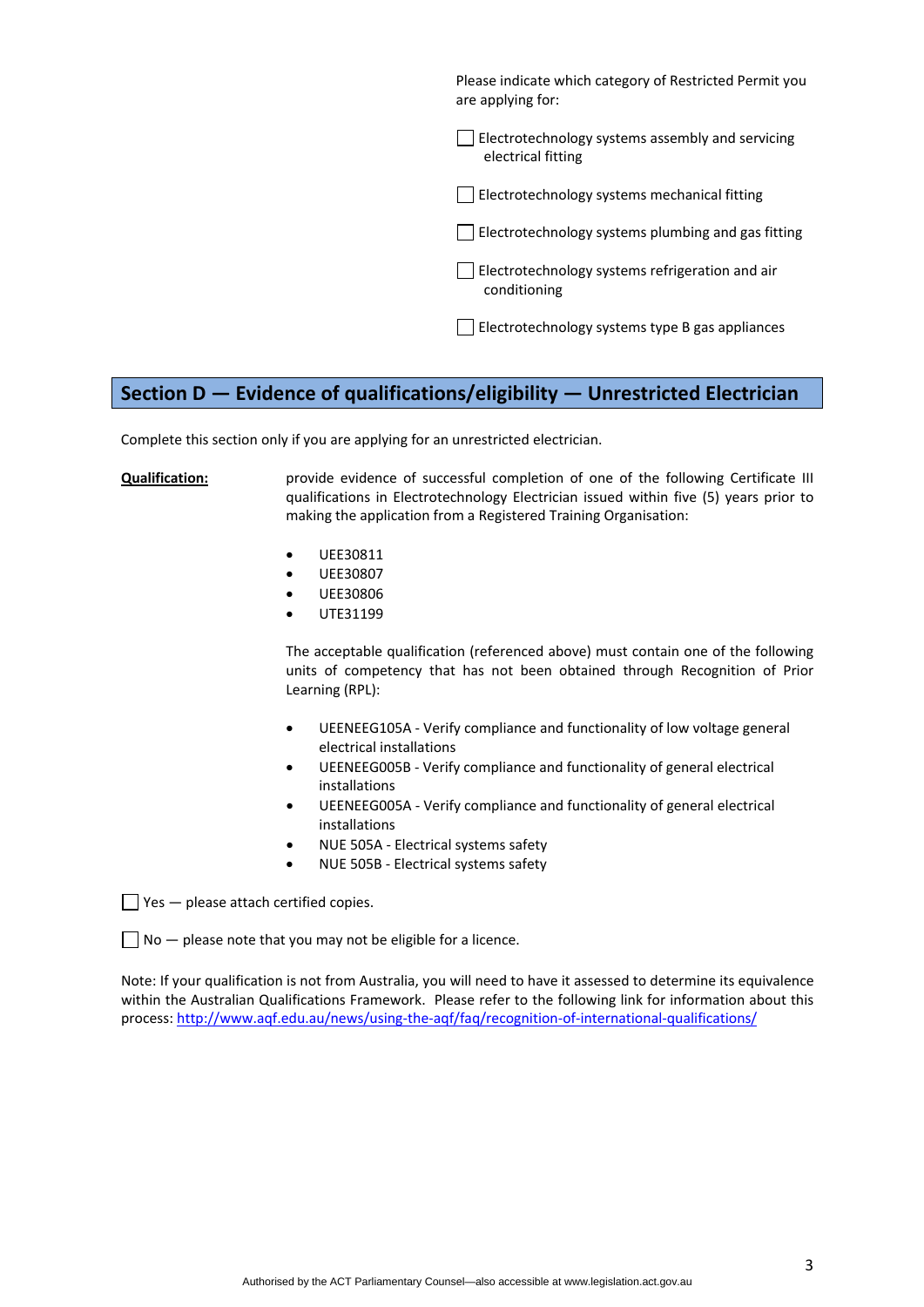Please indicate which category of Restricted Permit you are applying for:

☐ Electrotechnology systems assembly and servicing electrical fitting

☐ Electrotechnology systems mechanical fitting

☐ Electrotechnology systems plumbing and gas fitting

☐ Electrotechnology systems refrigeration and air conditioning

☐ Electrotechnology systems type B gas appliances

## Section D — Evidence of qualifications/eligibility — Unrestricted Electrician

Complete this section only if you are applying for an unrestricted electrician.

**Qualification:** provide evidence of successful completion of one of the following Certificate III qualifications in Electrotechnology Electrician issued within five (5) years prior to making the application from a Registered Training Organisation:

- UEE30811
- UEE30807
- UEE30806
- UTE31199

The acceptable qualification (referenced above) must contain one of the following units of competency that has not been obtained through Recognition of Prior Learning (RPL):

- UEENEEG105A - Verify compliance and functionality of low voltage general electrical installations
- UEENEEG005B - Verify compliance and functionality of general electrical installations
- UEENEEG005A - Verify compliance and functionality of general electrical installations
- NUE 505A - Electrical systems safety
- NUE 505B - Electrical systems safety

☐ Yes — please attach certified copies.

☐ No — please note that you may not be eligible for a licence.

Note: If your qualification is not from Australia, you will need to have it assessed to determine its equivalence within the Australian Qualifications Framework. Please refer to the following link for information about this process: http://www.aqf.edu.au/news/using-the-aqf/faq/recognition-of-international-qualifications/

Authorised by the ACT Parliamentary Counsel—also accessible at www.legislation.act.gov.au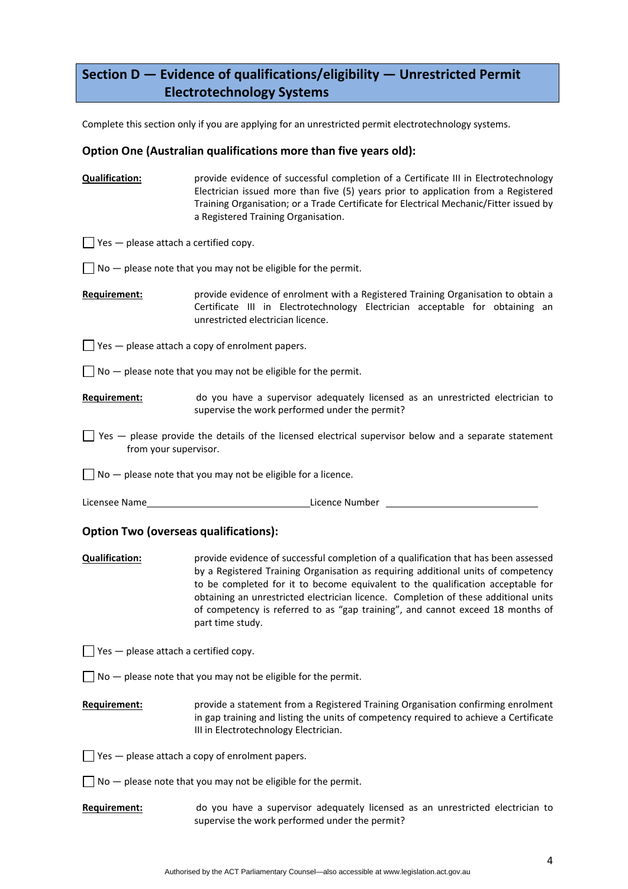## Section D — Evidence of qualifications/eligibility — Unrestricted Permit Electrotechnology Systems

Complete this section only if you are applying for an unrestricted permit electrotechnology systems.

### Option One (Australian qualifications more than five years old):

**Qualification:** provide evidence of successful completion of a Certificate III in Electrotechnology Electrician issued more than five (5) years prior to application from a Registered Training Organisation; or a Trade Certificate for Electrical Mechanic/Fitter issued by a Registered Training Organisation.

☐ Yes — please attach a certified copy.

☐ No — please note that you may not be eligible for the permit.

**Requirement:** provide evidence of enrolment with a Registered Training Organisation to obtain a Certificate III in Electrotechnology Electrician acceptable for obtaining an unrestricted electrician licence.

☐ Yes — please attach a copy of enrolment papers.

☐ No — please note that you may not be eligible for the permit.

**Requirement:** do you have a supervisor adequately licensed as an unrestricted electrician to supervise the work performed under the permit?

☐ Yes — please provide the details of the licensed electrical supervisor below and a separate statement from your supervisor.

☐ No — please note that you may not be eligible for a licence.

Licensee Name\_\_\_\_\_\_\_\_\_\_\_\_\_\_\_\_\_\_\_\_\_\_\_\_\_\_\_\_\_\_ Licence Number \_\_\_\_\_\_\_\_\_\_\_\_\_\_\_\_\_\_\_\_\_\_\_\_\_\_\_\_\_\_

### Option Two (overseas qualifications):

**Qualification:** provide evidence of successful completion of a qualification that has been assessed by a Registered Training Organisation as requiring additional units of competency to be completed for it to become equivalent to the qualification acceptable for obtaining an unrestricted electrician licence. Completion of these additional units of competency is referred to as "gap training", and cannot exceed 18 months of part time study.

☐ Yes — please attach a certified copy.

☐ No — please note that you may not be eligible for the permit.

**Requirement:** provide a statement from a Registered Training Organisation confirming enrolment in gap training and listing the units of competency required to achieve a Certificate III in Electrotechnology Electrician.

☐ Yes — please attach a copy of enrolment papers.

☐ No — please note that you may not be eligible for the permit.

**Requirement:** do you have a supervisor adequately licensed as an unrestricted electrician to supervise the work performed under the permit?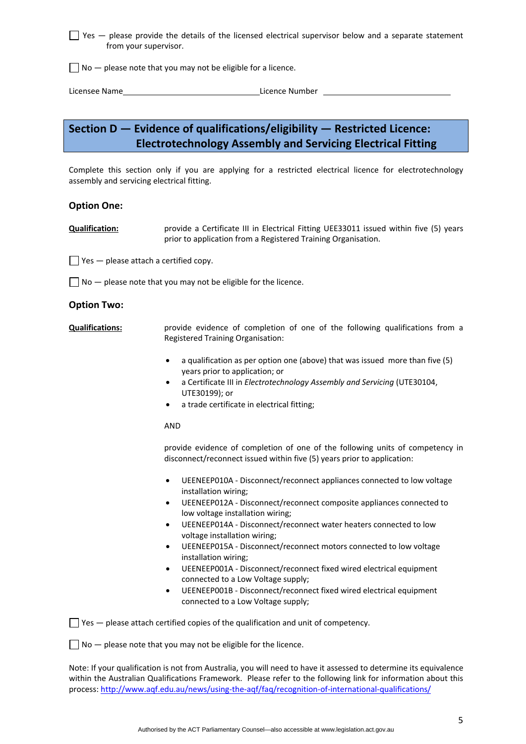☐ Yes — please provide the details of the licensed electrical supervisor below and a separate statement from your supervisor.

☐ No — please note that you may not be eligible for a licence.

Licensee Name\_\_\_\_\_\_\_\_\_\_\_\_\_\_\_\_\_\_\_\_\_\_\_\_\_\_\_\_\_\_Licence Number \_\_\_\_\_\_\_\_\_\_\_\_\_\_\_\_\_\_\_\_\_\_\_\_\_\_\_\_\_\_

## Section D — Evidence of qualifications/eligibility — Restricted Licence: Electrotechnology Assembly and Servicing Electrical Fitting

Complete this section only if you are applying for a restricted electrical licence for electrotechnology assembly and servicing electrical fitting.

### Option One:

**Qualification:** provide a Certificate III in Electrical Fitting UEE33011 issued within five (5) years prior to application from a Registered Training Organisation.

☐ Yes — please attach a certified copy.

☐ No — please note that you may not be eligible for the licence.

### Option Two:

**Qualifications:** provide evidence of completion of one of the following qualifications from a Registered Training Organisation:

- a qualification as per option one (above) that was issued more than five (5) years prior to application; or
- a Certificate III in *Electrotechnology Assembly and Servicing* (UTE30104, UTE30199); or
- a trade certificate in electrical fitting;

AND

provide evidence of completion of one of the following units of competency in disconnect/reconnect issued within five (5) years prior to application:

- UEENEEP010A - Disconnect/reconnect appliances connected to low voltage installation wiring;
- UEENEEP012A - Disconnect/reconnect composite appliances connected to low voltage installation wiring;
- UEENEEP014A - Disconnect/reconnect water heaters connected to low voltage installation wiring;
- UEENEEP015A - Disconnect/reconnect motors connected to low voltage installation wiring;
- UEENEEP001A - Disconnect/reconnect fixed wired electrical equipment connected to a Low Voltage supply;
- UEENEEP001B - Disconnect/reconnect fixed wired electrical equipment connected to a Low Voltage supply;

☐ Yes — please attach certified copies of the qualification and unit of competency.

☐ No — please note that you may not be eligible for the licence.

Note: If your qualification is not from Australia, you will need to have it assessed to determine its equivalence within the Australian Qualifications Framework. Please refer to the following link for information about this process: http://www.aqf.edu.au/news/using-the-aqf/faq/recognition-of-international-qualifications/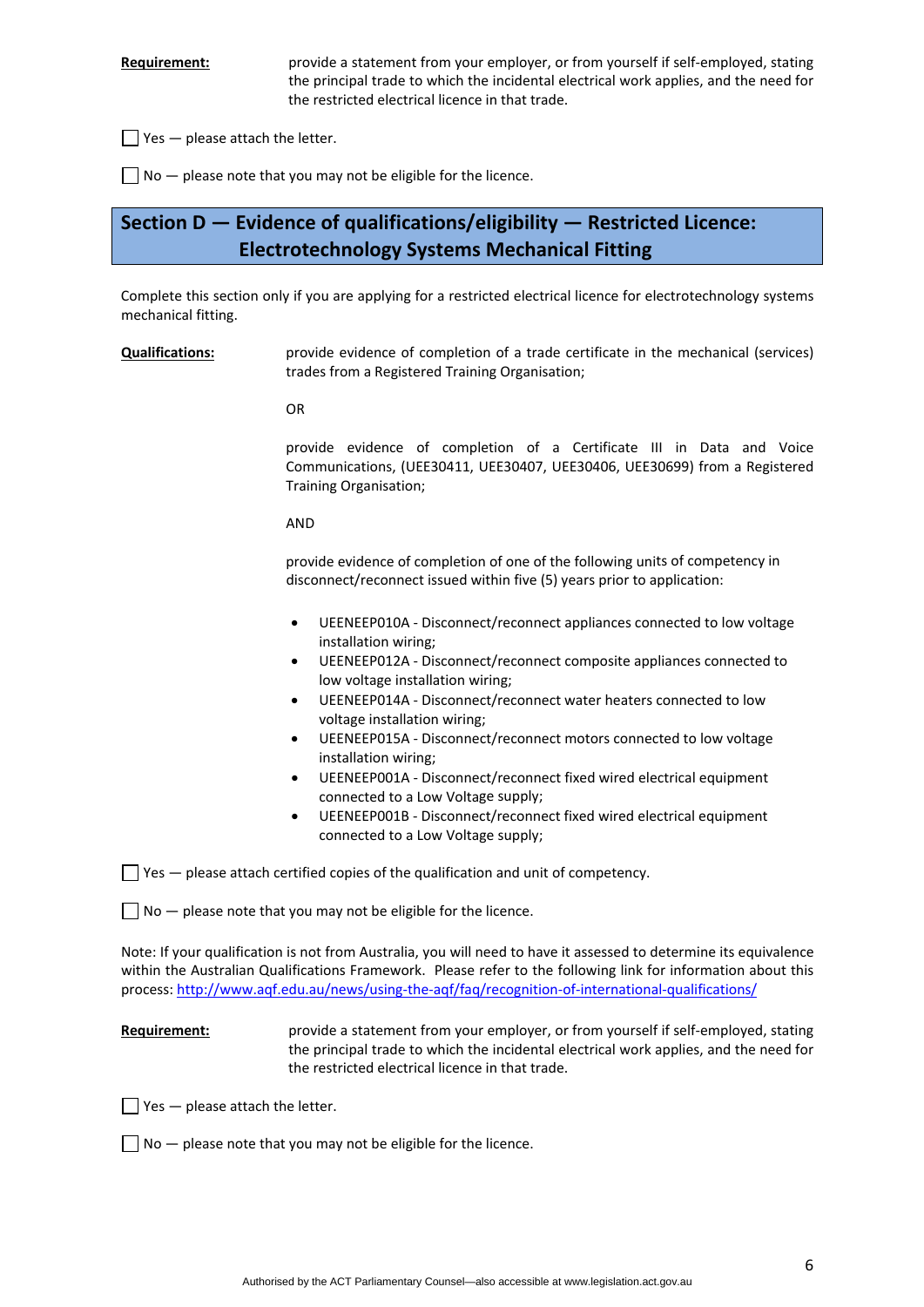**Requirement:** provide a statement from your employer, or from yourself if self-employed, stating the principal trade to which the incidental electrical work applies, and the need for the restricted electrical licence in that trade.

☐ Yes — please attach the letter.

☐ No — please note that you may not be eligible for the licence.

## Section D — Evidence of qualifications/eligibility — Restricted Licence: Electrotechnology Systems Mechanical Fitting

Complete this section only if you are applying for a restricted electrical licence for electrotechnology systems mechanical fitting.

**Qualifications:** provide evidence of completion of a trade certificate in the mechanical (services) trades from a Registered Training Organisation;

OR

provide evidence of completion of a Certificate III in Data and Voice Communications, (UEE30411, UEE30407, UEE30406, UEE30699) from a Registered Training Organisation;

AND

provide evidence of completion of one of the following units of competency in disconnect/reconnect issued within five (5) years prior to application:

- UEENEEP010A - Disconnect/reconnect appliances connected to low voltage installation wiring;
- UEENEEP012A - Disconnect/reconnect composite appliances connected to low voltage installation wiring;
- UEENEEP014A - Disconnect/reconnect water heaters connected to low voltage installation wiring;
- UEENEEP015A - Disconnect/reconnect motors connected to low voltage installation wiring;
- UEENEEP001A - Disconnect/reconnect fixed wired electrical equipment connected to a Low Voltage supply;
- UEENEEP001B - Disconnect/reconnect fixed wired electrical equipment connected to a Low Voltage supply;

☐ Yes — please attach certified copies of the qualification and unit of competency.

☐ No — please note that you may not be eligible for the licence.

Note: If your qualification is not from Australia, you will need to have it assessed to determine its equivalence within the Australian Qualifications Framework. Please refer to the following link for information about this process: http://www.aqf.edu.au/news/using-the-aqf/faq/recognition-of-international-qualifications/

**Requirement:** provide a statement from your employer, or from yourself if self-employed, stating the principal trade to which the incidental electrical work applies, and the need for the restricted electrical licence in that trade.

☐ Yes — please attach the letter.

☐ No — please note that you may not be eligible for the licence.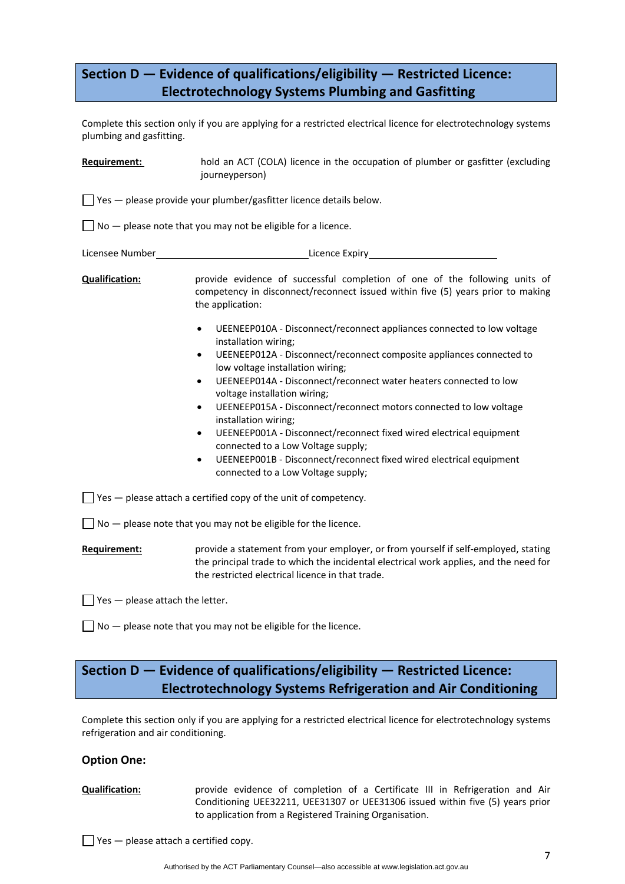## Section D — Evidence of qualifications/eligibility — Restricted Licence: Electrotechnology Systems Plumbing and Gasfitting

Complete this section only if you are applying for a restricted electrical licence for electrotechnology systems plumbing and gasfitting.

**Requirement:** hold an ACT (COLA) licence in the occupation of plumber or gasfitter (excluding journeyperson)

☐ Yes — please provide your plumber/gasfitter licence details below.

☐ No — please note that you may not be eligible for a licence.

Licensee Number\_\_\_\_\_\_\_\_\_\_\_\_\_\_\_\_\_\_\_\_\_\_\_\_\_\_\_\_\_\_Licence Expiry\_\_\_\_\_\_\_\_\_\_\_\_\_\_\_\_\_\_\_\_\_\_\_\_\_\_

**Qualification:** provide evidence of successful completion of one of the following units of competency in disconnect/reconnect issued within five (5) years prior to making the application:

- UEENEEP010A - Disconnect/reconnect appliances connected to low voltage installation wiring;
- UEENEEP012A - Disconnect/reconnect composite appliances connected to low voltage installation wiring;
- UEENEEP014A - Disconnect/reconnect water heaters connected to low voltage installation wiring;
- UEENEEP015A - Disconnect/reconnect motors connected to low voltage installation wiring;
- UEENEEP001A - Disconnect/reconnect fixed wired electrical equipment connected to a Low Voltage supply;
- UEENEEP001B - Disconnect/reconnect fixed wired electrical equipment connected to a Low Voltage supply;

☐ Yes — please attach a certified copy of the unit of competency.

☐ No — please note that you may not be eligible for the licence.

**Requirement:** provide a statement from your employer, or from yourself if self-employed, stating the principal trade to which the incidental electrical work applies, and the need for the restricted electrical licence in that trade.

☐ Yes — please attach the letter.

☐ No — please note that you may not be eligible for the licence.

## Section D — Evidence of qualifications/eligibility — Restricted Licence: Electrotechnology Systems Refrigeration and Air Conditioning

Complete this section only if you are applying for a restricted electrical licence for electrotechnology systems refrigeration and air conditioning.

### Option One:

**Qualification:** provide evidence of completion of a Certificate III in Refrigeration and Air Conditioning UEE32211, UEE31307 or UEE31306 issued within five (5) years prior to application from a Registered Training Organisation.

☐ Yes — please attach a certified copy.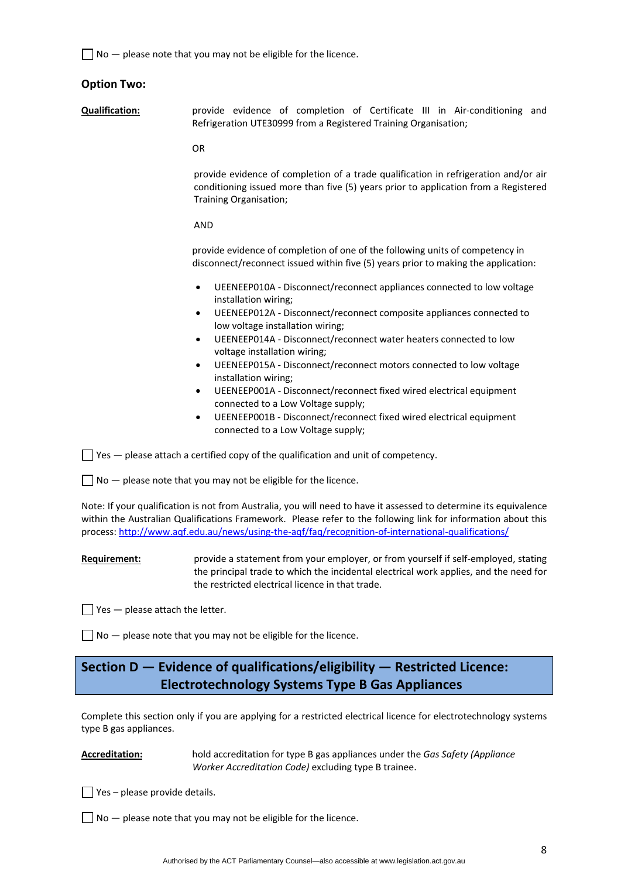☐ No — please note that you may not be eligible for the licence.

**Option Two:**

**Qualification:** provide evidence of completion of Certificate III in Air-conditioning and Refrigeration UTE30999 from a Registered Training Organisation;

OR

provide evidence of completion of a trade qualification in refrigeration and/or air conditioning issued more than five (5) years prior to application from a Registered Training Organisation;

AND

provide evidence of completion of one of the following units of competency in disconnect/reconnect issued within five (5) years prior to making the application:

- UEENEEP010A - Disconnect/reconnect appliances connected to low voltage installation wiring;
- UEENEEP012A - Disconnect/reconnect composite appliances connected to low voltage installation wiring;
- UEENEEP014A - Disconnect/reconnect water heaters connected to low voltage installation wiring;
- UEENEEP015A - Disconnect/reconnect motors connected to low voltage installation wiring;
- UEENEEP001A - Disconnect/reconnect fixed wired electrical equipment connected to a Low Voltage supply;
- UEENEEP001B - Disconnect/reconnect fixed wired electrical equipment connected to a Low Voltage supply;

☐ Yes — please attach a certified copy of the qualification and unit of competency.

☐ No — please note that you may not be eligible for the licence.

Note: If your qualification is not from Australia, you will need to have it assessed to determine its equivalence within the Australian Qualifications Framework. Please refer to the following link for information about this process: http://www.aqf.edu.au/news/using-the-aqf/faq/recognition-of-international-qualifications/

**Requirement:** provide a statement from your employer, or from yourself if self-employed, stating the principal trade to which the incidental electrical work applies, and the need for the restricted electrical licence in that trade.

☐ Yes — please attach the letter.

☐ No — please note that you may not be eligible for the licence.

## Section D — Evidence of qualifications/eligibility — Restricted Licence: Electrotechnology Systems Type B Gas Appliances

Complete this section only if you are applying for a restricted electrical licence for electrotechnology systems type B gas appliances.

**Accreditation:** hold accreditation for type B gas appliances under the *Gas Safety (Appliance Worker Accreditation Code)* excluding type B trainee.

☐ Yes – please provide details.

☐ No — please note that you may not be eligible for the licence.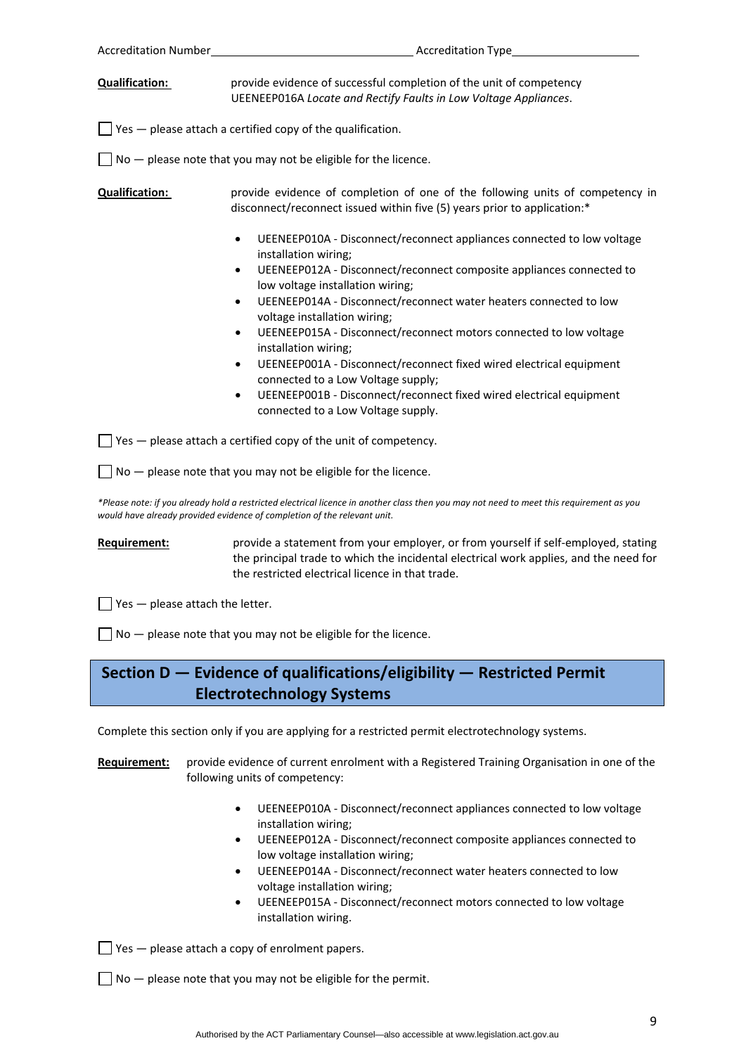Accreditation Number______________________________ Accreditation Type____________________

**Qualification:** provide evidence of successful completion of the unit of competency UEENEEP016A *Locate and Rectify Faults in Low Voltage Appliances*.

☐ Yes — please attach a certified copy of the qualification.

☐ No — please note that you may not be eligible for the licence.

**Qualification:** provide evidence of completion of one of the following units of competency in disconnect/reconnect issued within five (5) years prior to application:*

- UEENEEP010A - Disconnect/reconnect appliances connected to low voltage installation wiring;
- UEENEEP012A - Disconnect/reconnect composite appliances connected to low voltage installation wiring;
- UEENEEP014A - Disconnect/reconnect water heaters connected to low voltage installation wiring;
- UEENEEP015A - Disconnect/reconnect motors connected to low voltage installation wiring;
- UEENEEP001A - Disconnect/reconnect fixed wired electrical equipment connected to a Low Voltage supply;
- UEENEEP001B - Disconnect/reconnect fixed wired electrical equipment connected to a Low Voltage supply.

☐ Yes — please attach a certified copy of the unit of competency.

☐ No — please note that you may not be eligible for the licence.

*\*Please note: if you already hold a restricted electrical licence in another class then you may not need to meet this requirement as you would have already provided evidence of completion of the relevant unit.*

**Requirement:** provide a statement from your employer, or from yourself if self-employed, stating the principal trade to which the incidental electrical work applies, and the need for the restricted electrical licence in that trade.

☐ Yes — please attach the letter.

☐ No — please note that you may not be eligible for the licence.

## Section D — Evidence of qualifications/eligibility — Restricted Permit Electrotechnology Systems

Complete this section only if you are applying for a restricted permit electrotechnology systems.

**Requirement:** provide evidence of current enrolment with a Registered Training Organisation in one of the following units of competency:

- UEENEEP010A - Disconnect/reconnect appliances connected to low voltage installation wiring;
- UEENEEP012A - Disconnect/reconnect composite appliances connected to low voltage installation wiring;
- UEENEEP014A - Disconnect/reconnect water heaters connected to low voltage installation wiring;
- UEENEEP015A - Disconnect/reconnect motors connected to low voltage installation wiring.

☐ Yes — please attach a copy of enrolment papers.

☐ No — please note that you may not be eligible for the permit.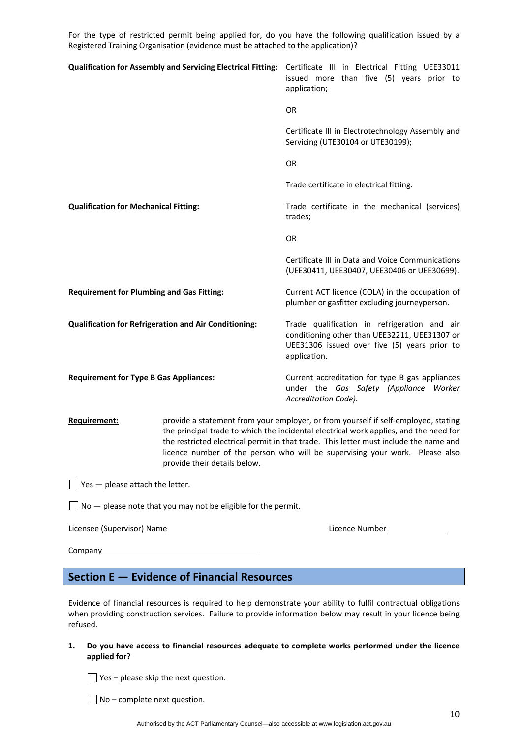For the type of restricted permit being applied for, do you have the following qualification issued by a Registered Training Organisation (evidence must be attached to the application)?

| | |
|---|---|
| **Qualification for Assembly and Servicing Electrical Fitting:** | Certificate III in Electrical Fitting UEE33011 issued more than five (5) years prior to application; |
| | OR |
| | Certificate III in Electrotechnology Assembly and Servicing (UTE30104 or UTE30199); |
| | OR |
| | Trade certificate in electrical fitting. |
| **Qualification for Mechanical Fitting:** | Trade certificate in the mechanical (services) trades; |
| | OR |
| | Certificate III in Data and Voice Communications (UEE30411, UEE30407, UEE30406 or UEE30699). |
| **Requirement for Plumbing and Gas Fitting:** | Current ACT licence (COLA) in the occupation of plumber or gasfitter excluding journeyperson. |
| **Qualification for Refrigeration and Air Conditioning:** | Trade qualification in refrigeration and air conditioning other than UEE32211, UEE31307 or UEE31306 issued over five (5) years prior to application. |
| **Requirement for Type B Gas Appliances:** | Current accreditation for type B gas appliances under the *Gas Safety (Appliance Worker Accreditation Code).* |

**Requirement:** provide a statement from your employer, or from yourself if self-employed, stating the principal trade to which the incidental electrical work applies, and the need for the restricted electrical permit in that trade. This letter must include the name and licence number of the person who will be supervising your work. Please also provide their details below.

☐ Yes — please attach the letter.

☐ No — please note that you may not be eligible for the permit.

Licensee (Supervisor) Name\_\_\_\_\_\_\_\_\_\_\_\_\_\_\_\_\_\_\_\_\_\_\_\_\_\_\_\_\_\_ Licence Number\_\_\_\_\_\_\_\_\_\_\_\_

Company\_\_\_\_\_\_\_\_\_\_\_\_\_\_\_\_\_\_\_\_\_\_\_\_\_\_\_\_

## Section E — Evidence of Financial Resources

Evidence of financial resources is required to help demonstrate your ability to fulfil contractual obligations when providing construction services. Failure to provide information below may result in your licence being refused.

1. **Do you have access to financial resources adequate to complete works performed under the licence applied for?**

   ☐ Yes – please skip the next question.

   ☐ No – complete next question.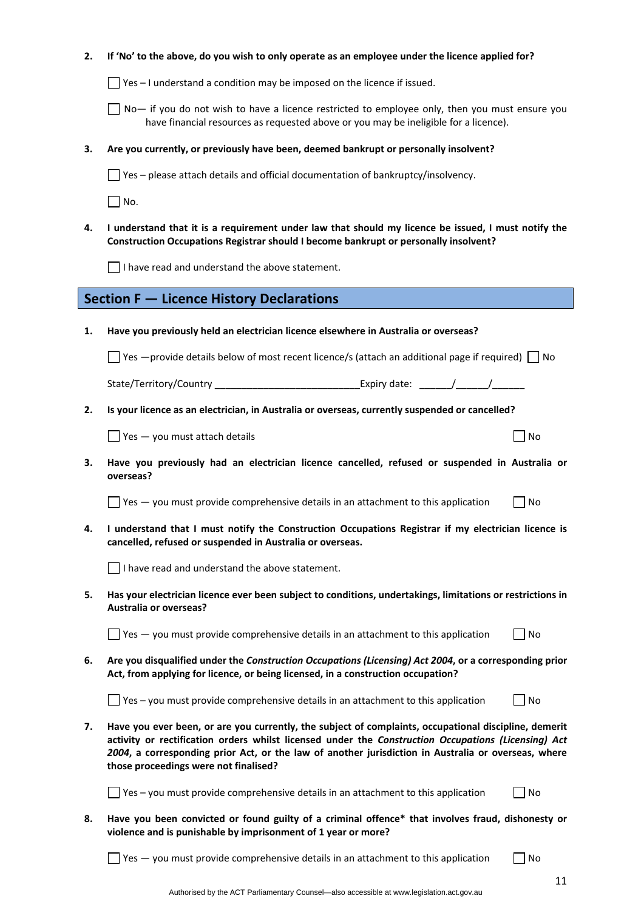**2. If 'No' to the above, do you wish to only operate as an employee under the licence applied for?**

☐ Yes – I understand a condition may be imposed on the licence if issued.

☐ No— if you do not wish to have a licence restricted to employee only, then you must ensure you have financial resources as requested above or you may be ineligible for a licence).

**3. Are you currently, or previously have been, deemed bankrupt or personally insolvent?**

☐ Yes – please attach details and official documentation of bankruptcy/insolvency.

☐ No.

**4. I understand that it is a requirement under law that should my licence be issued, I must notify the Construction Occupations Registrar should I become bankrupt or personally insolvent?**

☐ I have read and understand the above statement.

## Section F — Licence History Declarations

**1. Have you previously held an electrician licence elsewhere in Australia or overseas?**

☐ Yes —provide details below of most recent licence/s (attach an additional page if required) ☐ No

State/Territory/Country ___________________________Expiry date: ______/______/______

**2. Is your licence as an electrician, in Australia or overseas, currently suspended or cancelled?**

☐ Yes — you must attach details ☐ No

**3. Have you previously had an electrician licence cancelled, refused or suspended in Australia or overseas?**

☐ Yes — you must provide comprehensive details in an attachment to this application ☐ No

**4. I understand that I must notify the Construction Occupations Registrar if my electrician licence is cancelled, refused or suspended in Australia or overseas.**

☐ I have read and understand the above statement.

**5. Has your electrician licence ever been subject to conditions, undertakings, limitations or restrictions in Australia or overseas?**

☐ Yes — you must provide comprehensive details in an attachment to this application ☐ No

**6. Are you disqualified under the *Construction Occupations (Licensing) Act 2004*, or a corresponding prior Act, from applying for licence, or being licensed, in a construction occupation?**

☐ Yes – you must provide comprehensive details in an attachment to this application ☐ No

**7. Have you ever been, or are you currently, the subject of complaints, occupational discipline, demerit activity or rectification orders whilst licensed under the *Construction Occupations (Licensing) Act 2004*, a corresponding prior Act, or the law of another jurisdiction in Australia or overseas, where those proceedings were not finalised?**

☐ Yes – you must provide comprehensive details in an attachment to this application ☐ No

**8. Have you been convicted or found guilty of a criminal offence* that involves fraud, dishonesty or violence and is punishable by imprisonment of 1 year or more?**

☐ Yes — you must provide comprehensive details in an attachment to this application ☐ No

Authorised by the ACT Parliamentary Counsel—also accessible at www.legislation.act.gov.au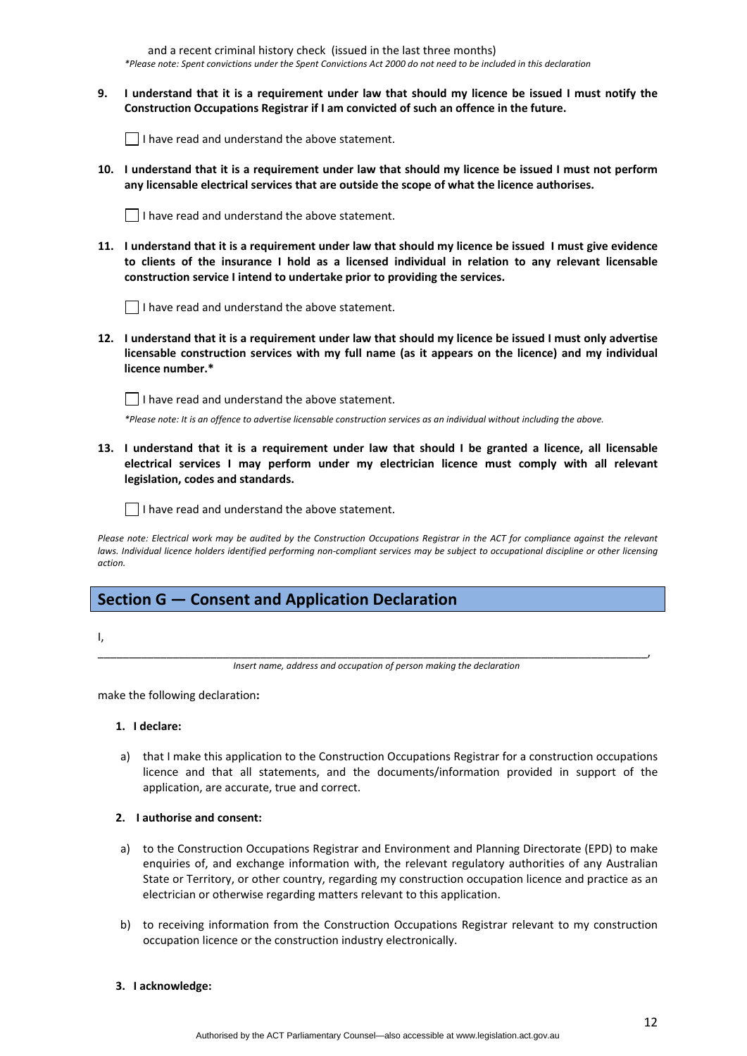and a recent criminal history check (issued in the last three months)

*\*Please note: Spent convictions under the Spent Convictions Act 2000 do not need to be included in this declaration*

**9. I understand that it is a requirement under law that should my licence be issued I must notify the Construction Occupations Registrar if I am convicted of such an offence in the future.**

☐ I have read and understand the above statement.

**10. I understand that it is a requirement under law that should my licence be issued I must not perform any licensable electrical services that are outside the scope of what the licence authorises.**

☐ I have read and understand the above statement.

**11. I understand that it is a requirement under law that should my licence be issued I must give evidence to clients of the insurance I hold as a licensed individual in relation to any relevant licensable construction service I intend to undertake prior to providing the services.**

☐ I have read and understand the above statement.

**12. I understand that it is a requirement under law that should my licence be issued I must only advertise licensable construction services with my full name (as it appears on the licence) and my individual licence number.\***

☐ I have read and understand the above statement.

*\*Please note: It is an offence to advertise licensable construction services as an individual without including the above.*

**13. I understand that it is a requirement under law that should I be granted a licence, all licensable electrical services I may perform under my electrician licence must comply with all relevant legislation, codes and standards.**

☐ I have read and understand the above statement.

*Please note: Electrical work may be audited by the Construction Occupations Registrar in the ACT for compliance against the relevant laws. Individual licence holders identified performing non-compliant services may be subject to occupational discipline or other licensing action.*

## Section G — Consent and Application Declaration

I,

______________________________________________________________________________________________,

*Insert name, address and occupation of person making the declaration*

make the following declaration**:**

**1. I declare:**

a) that I make this application to the Construction Occupations Registrar for a construction occupations licence and that all statements, and the documents/information provided in support of the application, are accurate, true and correct.

**2. I authorise and consent:**

a) to the Construction Occupations Registrar and Environment and Planning Directorate (EPD) to make enquiries of, and exchange information with, the relevant regulatory authorities of any Australian State or Territory, or other country, regarding my construction occupation licence and practice as an electrician or otherwise regarding matters relevant to this application.

b) to receiving information from the Construction Occupations Registrar relevant to my construction occupation licence or the construction industry electronically.

**3. I acknowledge:**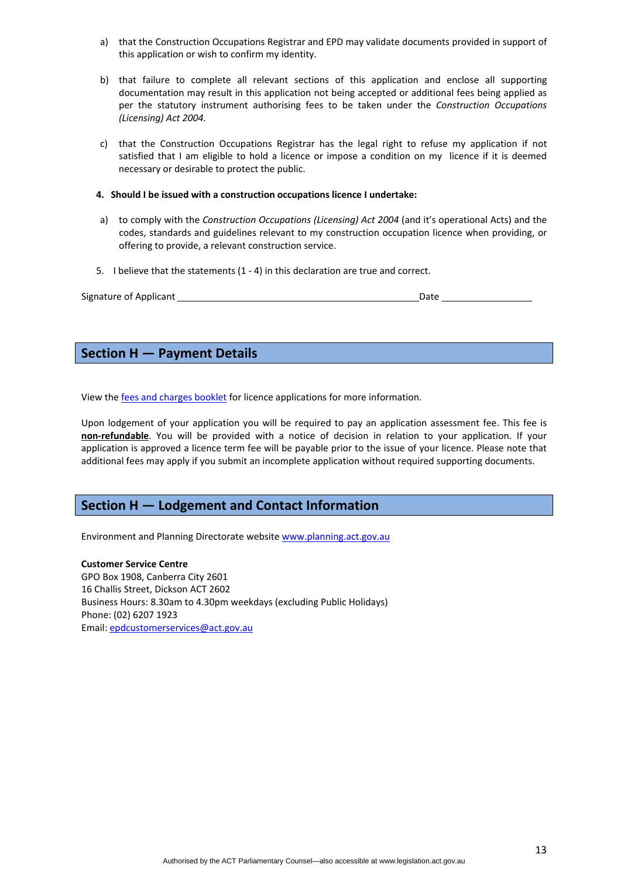a) that the Construction Occupations Registrar and EPD may validate documents provided in support of this application or wish to confirm my identity.

b) that failure to complete all relevant sections of this application and enclose all supporting documentation may result in this application not being accepted or additional fees being applied as per the statutory instrument authorising fees to be taken under the *Construction Occupations (Licensing) Act 2004.*

c) that the Construction Occupations Registrar has the legal right to refuse my application if not satisfied that I am eligible to hold a licence or impose a condition on my licence if it is deemed necessary or desirable to protect the public.

**4. Should I be issued with a construction occupations licence I undertake:**

a) to comply with the *Construction Occupations (Licensing) Act 2004* (and it's operational Acts) and the codes, standards and guidelines relevant to my construction occupation licence when providing, or offering to provide, a relevant construction service.

5. I believe that the statements (1 - 4) in this declaration are true and correct.

Signature of Applicant ______________________________ Date ______________

## Section H — Payment Details

View the fees and charges booklet for licence applications for more information.

Upon lodgement of your application you will be required to pay an application assessment fee. This fee is **non-refundable**. You will be provided with a notice of decision in relation to your application. If your application is approved a licence term fee will be payable prior to the issue of your licence. Please note that additional fees may apply if you submit an incomplete application without required supporting documents.

## Section H — Lodgement and Contact Information

Environment and Planning Directorate website www.planning.act.gov.au

**Customer Service Centre**
GPO Box 1908, Canberra City 2601
16 Challis Street, Dickson ACT 2602
Business Hours: 8.30am to 4.30pm weekdays (excluding Public Holidays)
Phone: (02) 6207 1923
Email: epdcustomerservices@act.gov.au